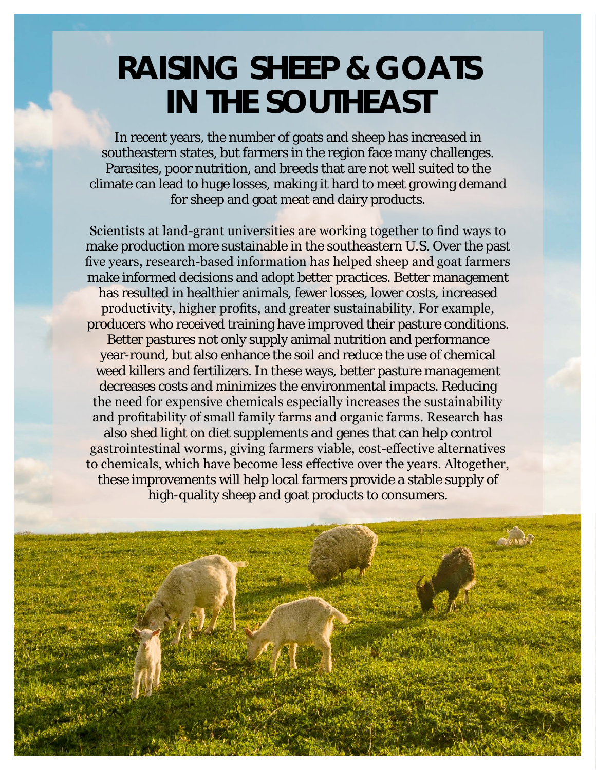# RAISING SHEEP & GOATS IN THE SOUTHEAST

In recent years, the number of goats and sheep has increased in southeastern states, but farmers in the region face many challenges. Parasites, poor nutrition, and breeds that are not well suited to the climate can lead to huge losses, making it hard to meet growing demand for sheep and goat meat and dairy products.

Scientists at land-grant universities are working together to find ways to make production more sustainable in the southeastern U.S. Over the past five years, research-based information has helped sheep and goat farmers make informed decisions and adopt better practices. Better management has resulted in healthier animals, fewer losses, lower costs, increased productivity, higher profits, and greater sustainability. For example, producers who received training have improved their pasture conditions. Better pastures not only supply animal nutrition and performance year-round, but also enhance the soil and reduce the use of chemical weed killers and fertilizers. In these ways, better pasture management decreases costs and minimizes the environmental impacts. Reducing the need for expensive chemicals especially increases the sustainability and profitability of small family farms and organic farms. Research has also shed light on diet supplements and genes that can help control gastrointestinal worms, giving farmers viable, cost-effective alternatives to chemicals, which have become less effective over the years. Altogether, these improvements will help local farmers provide a stable supply of high-quality sheep and goat products to consumers.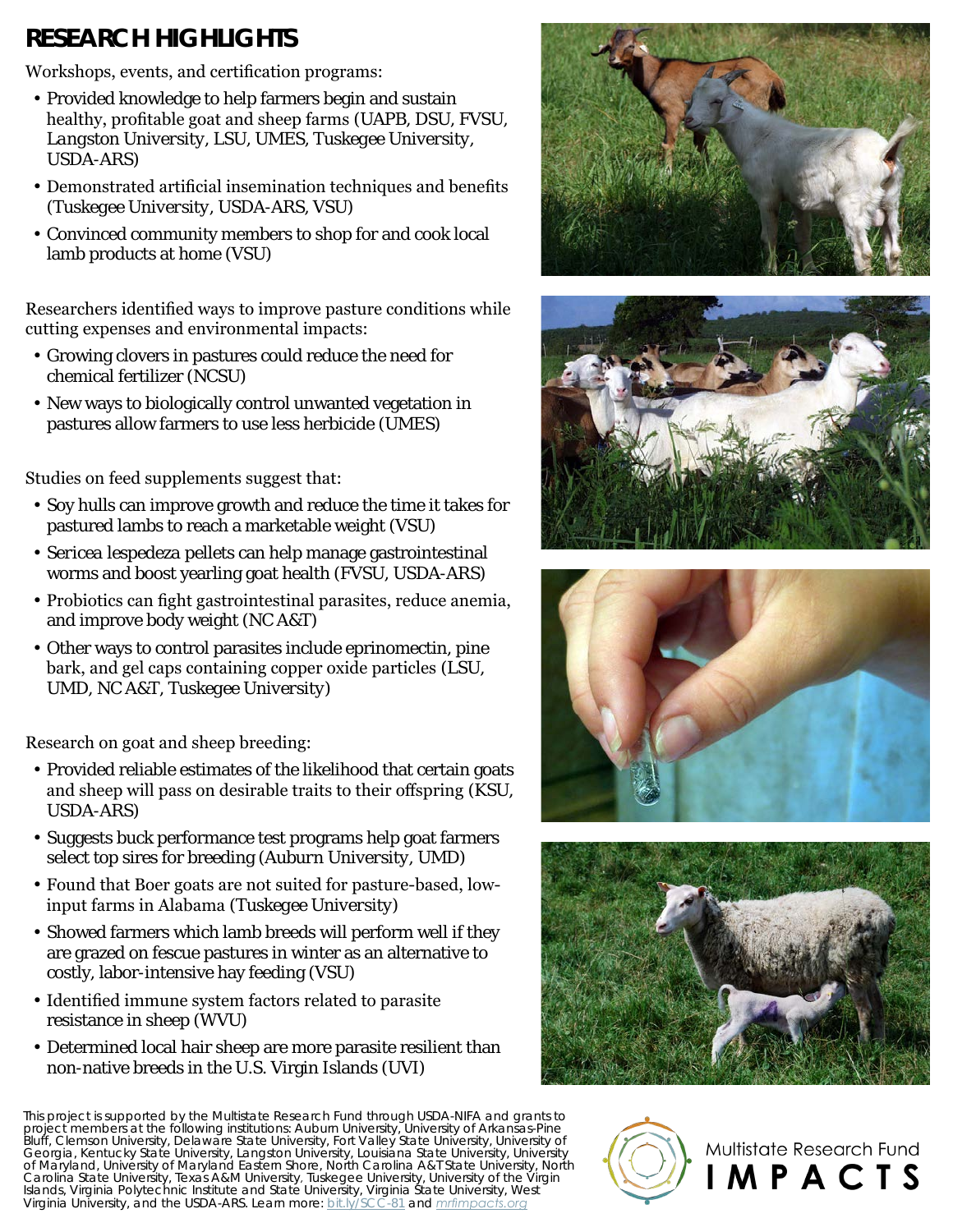## RESEARCH HIGHLIGHTS

Workshops, events, and certification programs:

- Provided knowledge to help farmers begin and sustain healthy, profitable goat and sheep farms (UAPB, DSU, FVSU, Langston University, LSU, UMES, Tuskegee University, USDA-ARS)
- Demonstrated artificial insemination techniques and benefits (Tuskegee University, USDA-ARS, VSU)
- Convinced community members to shop for and cook local lamb products at home (VSU)

Researchers identified ways to improve pasture conditions while cutting expenses and environmental impacts:

- Growing clovers in pastures could reduce the need for chemical fertilizer (NCSU)
- New ways to biologically control unwanted vegetation in pastures allow farmers to use less herbicide (UMES)

Studies on feed supplements suggest that:

- Soy hulls can improve growth and reduce the time it takes for pastured lambs to reach a marketable weight (VSU)
- Sericea lespedeza pellets can help manage gastrointestinal worms and boost yearling goat health (FVSU, USDA-ARS)
- Probiotics can fight gastrointestinal parasites, reduce anemia, and improve body weight (NC A&T)
- Other ways to control parasites include eprinomectin, pine bark, and gel caps containing copper oxide particles (LSU, UMD, NC A&T, Tuskegee University)

Research on goat and sheep breeding:

- Provided reliable estimates of the likelihood that certain goats and sheep will pass on desirable traits to their offspring (KSU, USDA-ARS)
- Suggests buck performance test programs help goat farmers select top sires for breeding (Auburn University, UMD)
- Found that Boer goats are not suited for pasture-based, low-input farms in Alabama (Tuskegee University)
- Showed farmers which lamb breeds will perform well if they are grazed on fescue pastures in winter as an alternative to costly, labor-intensive hay feeding (VSU)
- Identified immune system factors related to parasite resistance in sheep (WVU)
- Determined local hair sheep are more parasite resilient than non-native breeds in the U.S. Virgin Islands (UVI)

This project is supported by the Multistate Research Fund through USDA-NIFA and grants to project members at the following institutions: Auburn University, University of Arkansas-Pine Bluff, Clemson University, Delaware State University, Fort Valley State University, University of Georgia, Kentucky State University, Langston University, Louisiana State University, University of Maryland, University of Maryland Eastern Shore, North Carolina A&T State University, North Carolina State University, Texas A&M University, Tuskegee University, University of the Virgin Islands, Virginia Polytechnic Institute and State University, Virginia State University, West Virginia University, and the USDA-ARS. Learn more: bit.ly/SCC-81 and *mrfimpacts.org*

Multistate Research Fund **IMPACTS**